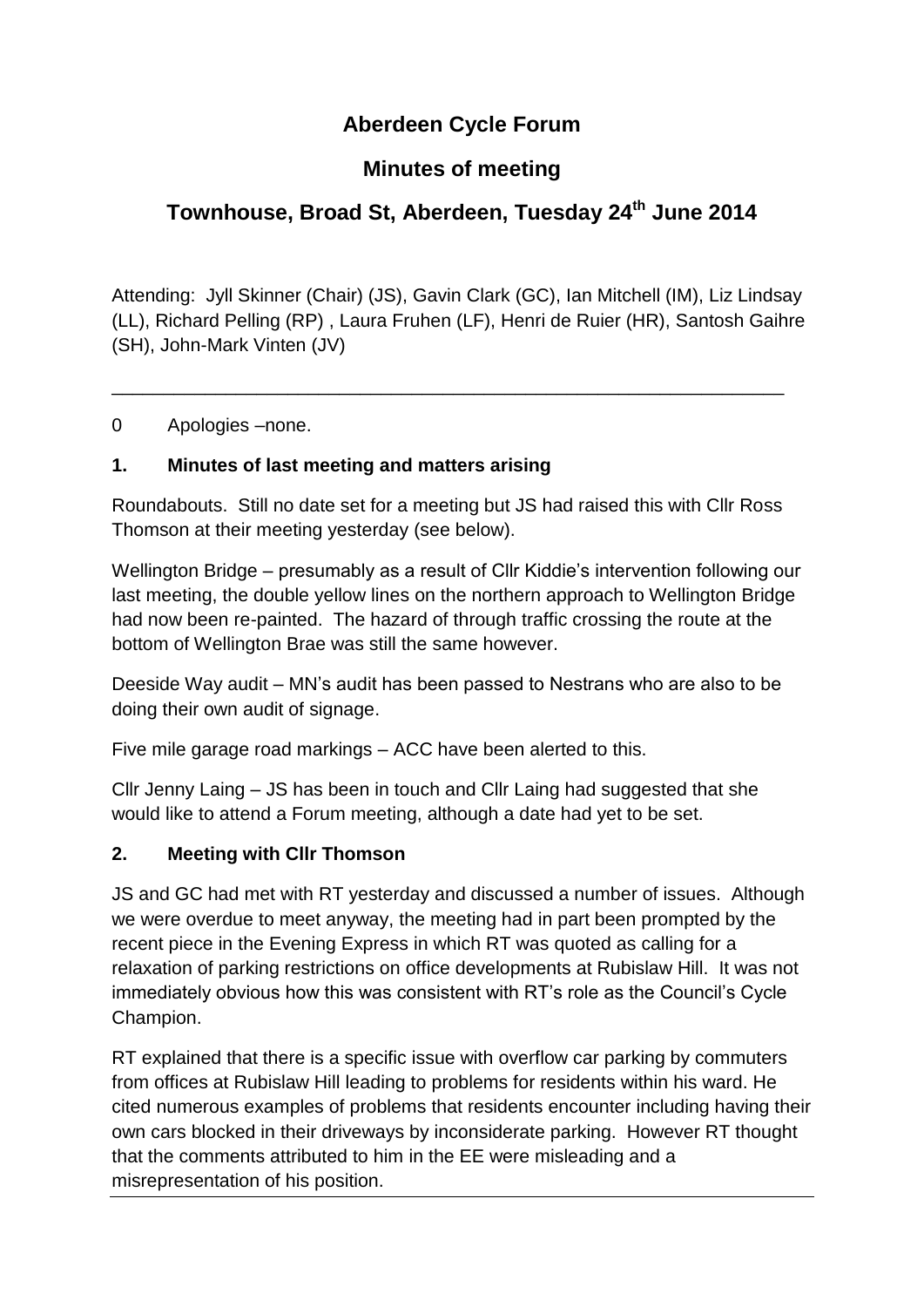# Aberdeen Cycle Forum

## Minutes of meeting

## Townhouse, Broad St, Aberdeen, Tuesday 24th June 2014

Attending: Jyll Skinner (Chair) (JS), Gavin Clark (GC), Ian Mitchell (IM), Liz Lindsay (LL), Richard Pelling (RP) , Laura Fruhen (LF), Henri de Ruier (HR), Santosh Gaihre (SH), John-Mark Vinten (JV)

---

0 Apologies –none.

### 1. Minutes of last meeting and matters arising

Roundabouts. Still no date set for a meeting but JS had raised this with Cllr Ross Thomson at their meeting yesterday (see below).

Wellington Bridge – presumably as a result of Cllr Kiddie's intervention following our last meeting, the double yellow lines on the northern approach to Wellington Bridge had now been re-painted. The hazard of through traffic crossing the route at the bottom of Wellington Brae was still the same however.

Deeside Way audit – MN's audit has been passed to Nestrans who are also to be doing their own audit of signage.

Five mile garage road markings – ACC have been alerted to this.

Cllr Jenny Laing – JS has been in touch and Cllr Laing had suggested that she would like to attend a Forum meeting, although a date had yet to be set.

### 2. Meeting with Cllr Thomson

JS and GC had met with RT yesterday and discussed a number of issues. Although we were overdue to meet anyway, the meeting had in part been prompted by the recent piece in the Evening Express in which RT was quoted as calling for a relaxation of parking restrictions on office developments at Rubislaw Hill. It was not immediately obvious how this was consistent with RT's role as the Council's Cycle Champion.

RT explained that there is a specific issue with overflow car parking by commuters from offices at Rubislaw Hill leading to problems for residents within his ward. He cited numerous examples of problems that residents encounter including having their own cars blocked in their driveways by inconsiderate parking. However RT thought that the comments attributed to him in the EE were misleading and a misrepresentation of his position.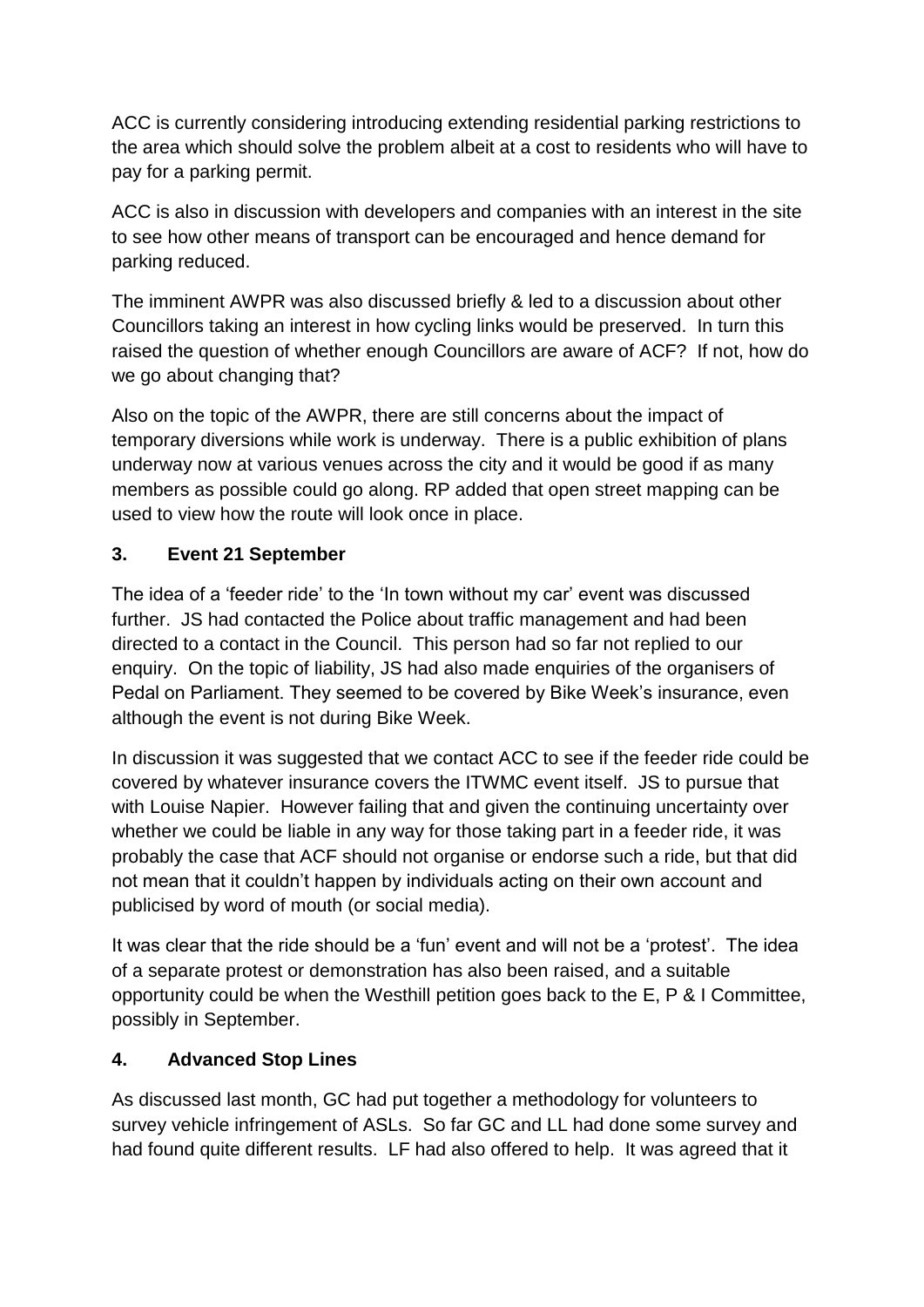ACC is currently considering introducing extending residential parking restrictions to the area which should solve the problem albeit at a cost to residents who will have to pay for a parking permit.

ACC is also in discussion with developers and companies with an interest in the site to see how other means of transport can be encouraged and hence demand for parking reduced.

The imminent AWPR was also discussed briefly & led to a discussion about other Councillors taking an interest in how cycling links would be preserved. In turn this raised the question of whether enough Councillors are aware of ACF? If not, how do we go about changing that?

Also on the topic of the AWPR, there are still concerns about the impact of temporary diversions while work is underway. There is a public exhibition of plans underway now at various venues across the city and it would be good if as many members as possible could go along. RP added that open street mapping can be used to view how the route will look once in place.

## 3. Event 21 September

The idea of a 'feeder ride' to the 'In town without my car' event was discussed further. JS had contacted the Police about traffic management and had been directed to a contact in the Council. This person had so far not replied to our enquiry. On the topic of liability, JS had also made enquiries of the organisers of Pedal on Parliament. They seemed to be covered by Bike Week's insurance, even although the event is not during Bike Week.

In discussion it was suggested that we contact ACC to see if the feeder ride could be covered by whatever insurance covers the ITWMC event itself. JS to pursue that with Louise Napier. However failing that and given the continuing uncertainty over whether we could be liable in any way for those taking part in a feeder ride, it was probably the case that ACF should not organise or endorse such a ride, but that did not mean that it couldn't happen by individuals acting on their own account and publicised by word of mouth (or social media).

It was clear that the ride should be a 'fun' event and will not be a 'protest'. The idea of a separate protest or demonstration has also been raised, and a suitable opportunity could be when the Westhill petition goes back to the E, P & I Committee, possibly in September.

## 4. Advanced Stop Lines

As discussed last month, GC had put together a methodology for volunteers to survey vehicle infringement of ASLs. So far GC and LL had done some survey and had found quite different results. LF had also offered to help. It was agreed that it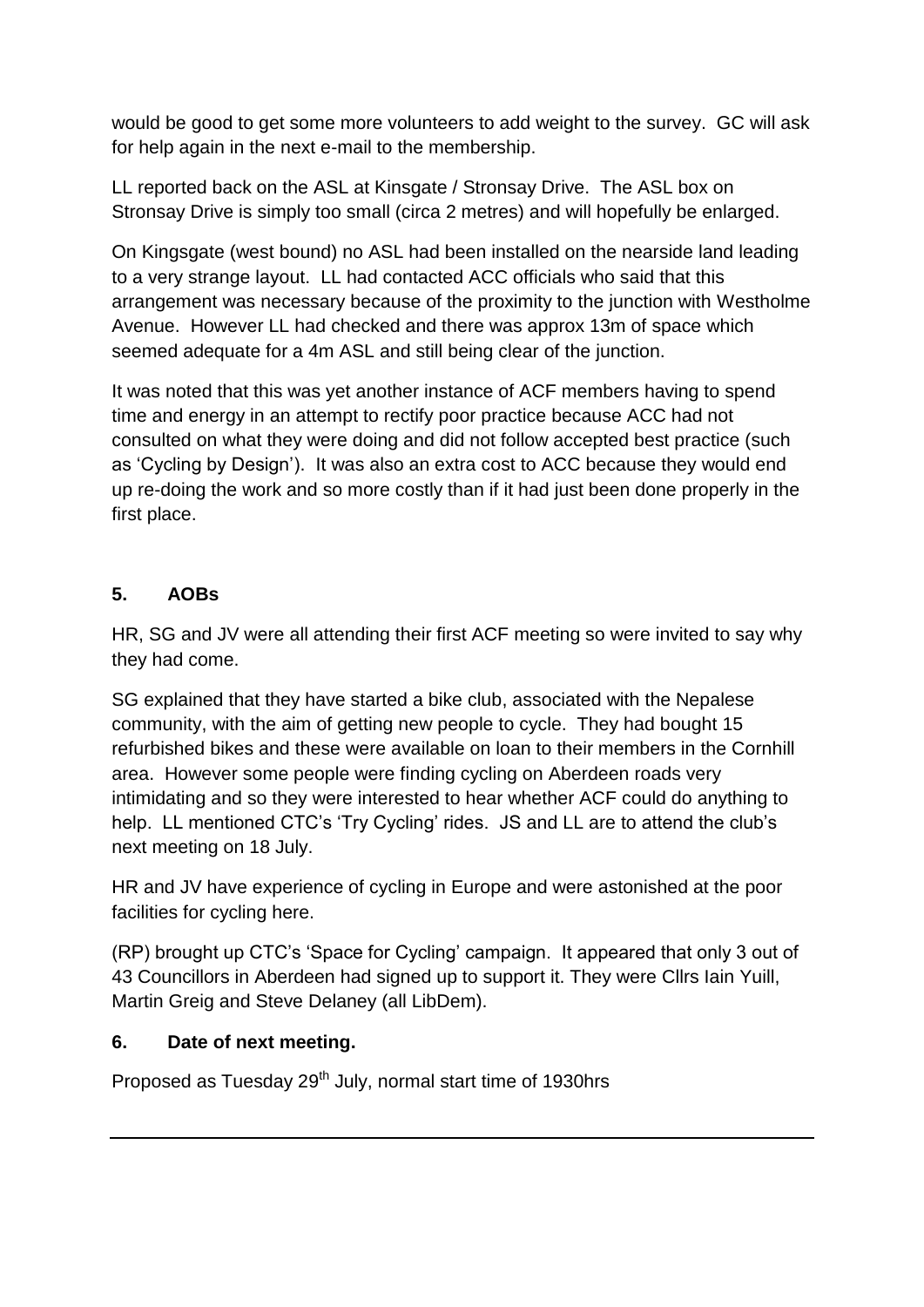would be good to get some more volunteers to add weight to the survey. GC will ask for help again in the next e-mail to the membership.

LL reported back on the ASL at Kinsgate / Stronsay Drive. The ASL box on Stronsay Drive is simply too small (circa 2 metres) and will hopefully be enlarged.

On Kingsgate (west bound) no ASL had been installed on the nearside land leading to a very strange layout. LL had contacted ACC officials who said that this arrangement was necessary because of the proximity to the junction with Westholme Avenue. However LL had checked and there was approx 13m of space which seemed adequate for a 4m ASL and still being clear of the junction.

It was noted that this was yet another instance of ACF members having to spend time and energy in an attempt to rectify poor practice because ACC had not consulted on what they were doing and did not follow accepted best practice (such as 'Cycling by Design'). It was also an extra cost to ACC because they would end up re-doing the work and so more costly than if it had just been done properly in the first place.

### 5. AOBs

HR, SG and JV were all attending their first ACF meeting so were invited to say why they had come.

SG explained that they have started a bike club, associated with the Nepalese community, with the aim of getting new people to cycle. They had bought 15 refurbished bikes and these were available on loan to their members in the Cornhill area. However some people were finding cycling on Aberdeen roads very intimidating and so they were interested to hear whether ACF could do anything to help. LL mentioned CTC's 'Try Cycling' rides. JS and LL are to attend the club's next meeting on 18 July.

HR and JV have experience of cycling in Europe and were astonished at the poor facilities for cycling here.

(RP) brought up CTC's 'Space for Cycling' campaign. It appeared that only 3 out of 43 Councillors in Aberdeen had signed up to support it. They were Cllrs Iain Yuill, Martin Greig and Steve Delaney (all LibDem).

### 6. Date of next meeting.

Proposed as Tuesday 29th July, normal start time of 1930hrs